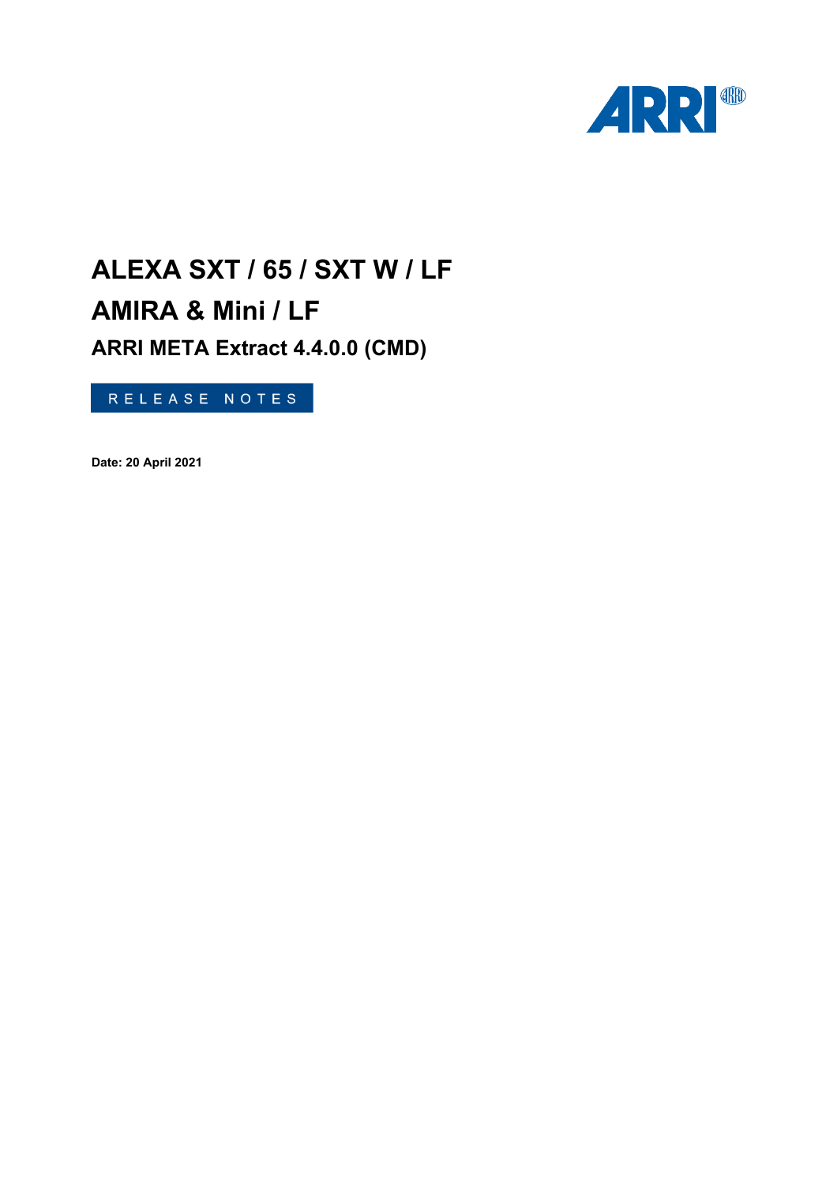# ALEXA SXT / 65 / SXT W / LF

# AMIRA & Mini / LF

## ARRI META Extract 4.4.0.0 (CMD)

RELEASE NOTES

**Date: 20 April 2021**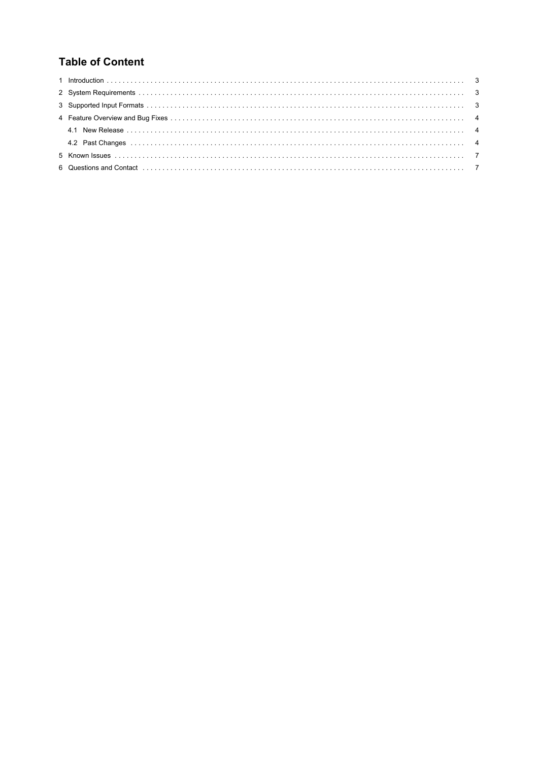# Table of Content

1 Introduction . . . . . 3

2 System Requirements . . . . . 3

3 Supported Input Formats . . . . . 3

4 Feature Overview and Bug Fixes . . . . . 4

  4.1 New Release . . . . . 4

  4.2 Past Changes . . . . . 4

5 Known Issues . . . . . 7

6 Questions and Contact . . . . . 7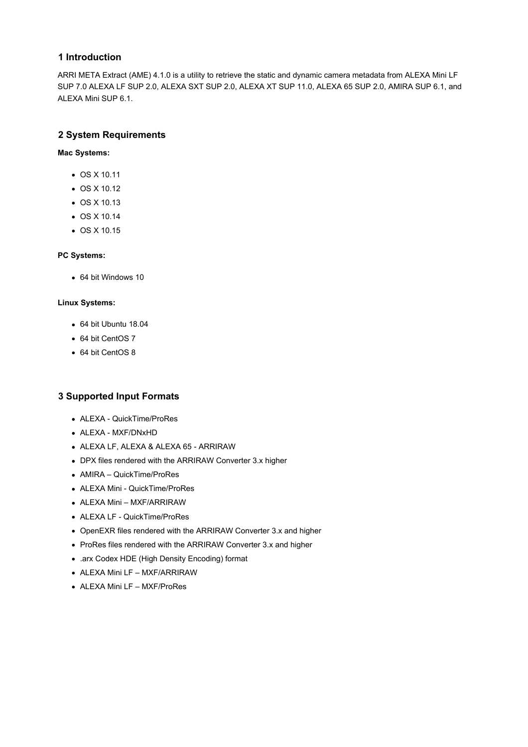## 1 Introduction

ARRI META Extract (AME) 4.1.0 is a utility to retrieve the static and dynamic camera metadata from ALEXA Mini LF SUP 7.0 ALEXA LF SUP 2.0, ALEXA SXT SUP 2.0, ALEXA XT SUP 11.0, ALEXA 65 SUP 2.0, AMIRA SUP 6.1, and ALEXA Mini SUP 6.1.

## 2 System Requirements

**Mac Systems:**

- OS X 10.11
- OS X 10.12
- OS X 10.13
- OS X 10.14
- OS X 10.15

**PC Systems:**

- 64 bit Windows 10

**Linux Systems:**

- 64 bit Ubuntu 18.04
- 64 bit CentOS 7
- 64 bit CentOS 8

## 3 Supported Input Formats

- ALEXA - QuickTime/ProRes
- ALEXA - MXF/DNxHD
- ALEXA LF, ALEXA & ALEXA 65 - ARRIRAW
- DPX files rendered with the ARRIRAW Converter 3.x higher
- AMIRA – QuickTime/ProRes
- ALEXA Mini - QuickTime/ProRes
- ALEXA Mini – MXF/ARRIRAW
- ALEXA LF - QuickTime/ProRes
- OpenEXR files rendered with the ARRIRAW Converter 3.x and higher
- ProRes files rendered with the ARRIRAW Converter 3.x and higher
- .arx Codex HDE (High Density Encoding) format
- ALEXA Mini LF – MXF/ARRIRAW
- ALEXA Mini LF – MXF/ProRes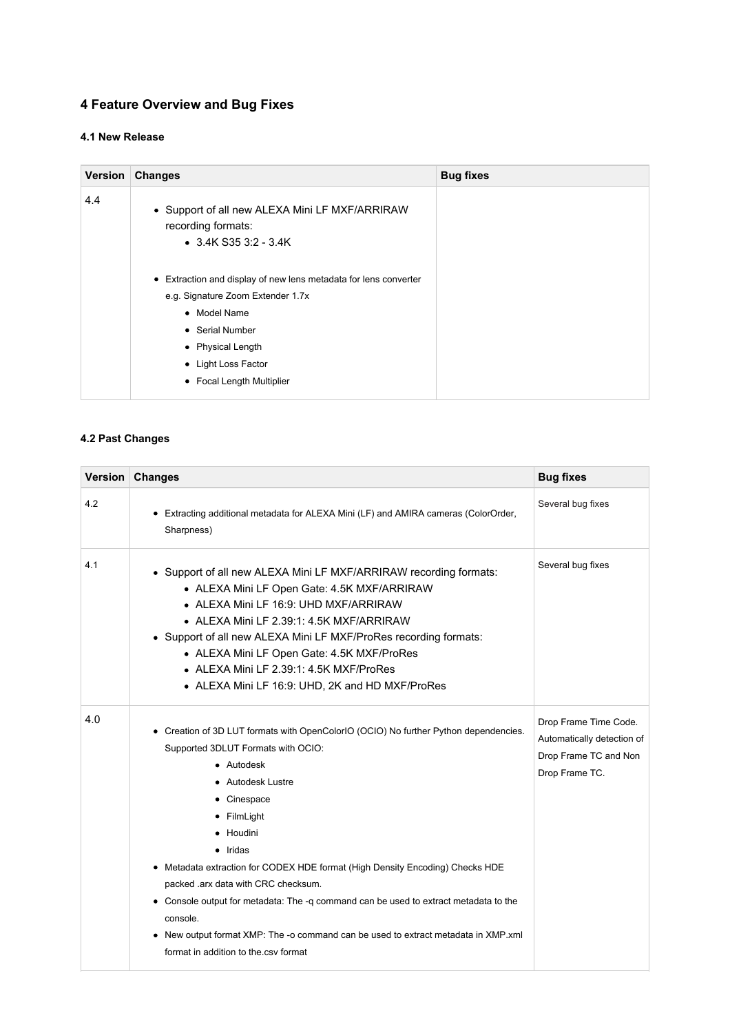## 4 Feature Overview and Bug Fixes

### 4.1 New Release

| Version | Changes | Bug fixes |
|---|---|---|
| 4.4 | • Support of all new ALEXA Mini LF MXF/ARRIRAW recording formats:<br>  ◦ 3.4K S35 3:2 - 3.4K<br><br>• Extraction and display of new lens metadata for lens converter e.g. Signature Zoom Extender 1.7x<br>  ◦ Model Name<br>  ◦ Serial Number<br>  ◦ Physical Length<br>  ◦ Light Loss Factor<br>  ◦ Focal Length Multiplier | |

### 4.2 Past Changes

| Version | Changes | Bug fixes |
|---|---|---|
| 4.2 | • Extracting additional metadata for ALEXA Mini (LF) and AMIRA cameras (ColorOrder, Sharpness) | Several bug fixes |
| 4.1 | • Support of all new ALEXA Mini LF MXF/ARRIRAW recording formats:<br>  ◦ ALEXA Mini LF Open Gate: 4.5K MXF/ARRIRAW<br>  ◦ ALEXA Mini LF 16:9: UHD MXF/ARRIRAW<br>  ◦ ALEXA Mini LF 2.39:1: 4.5K MXF/ARRIRAW<br>• Support of all new ALEXA Mini LF MXF/ProRes recording formats:<br>  ◦ ALEXA Mini LF Open Gate: 4.5K MXF/ProRes<br>  ◦ ALEXA Mini LF 2.39:1: 4.5K MXF/ProRes<br>  ◦ ALEXA Mini LF 16:9: UHD, 2K and HD MXF/ProRes | Several bug fixes |
| 4.0 | • Creation of 3D LUT formats with OpenColorIO (OCIO) No further Python dependencies. Supported 3DLUT Formats with OCIO:<br>  ◦ Autodesk<br>  ◦ Autodesk Lustre<br>  ◦ Cinespace<br>  ◦ FilmLight<br>  ◦ Houdini<br>  ◦ Iridas<br>• Metadata extraction for CODEX HDE format (High Density Encoding) Checks HDE packed .arx data with CRC checksum.<br>• Console output for metadata: The -q command can be used to extract metadata to the console.<br>• New output format XMP: The -o command can be used to extract metadata in XMP.xml format in addition to the.csv format | Drop Frame Time Code. Automatically detection of Drop Frame TC and Non Drop Frame TC. |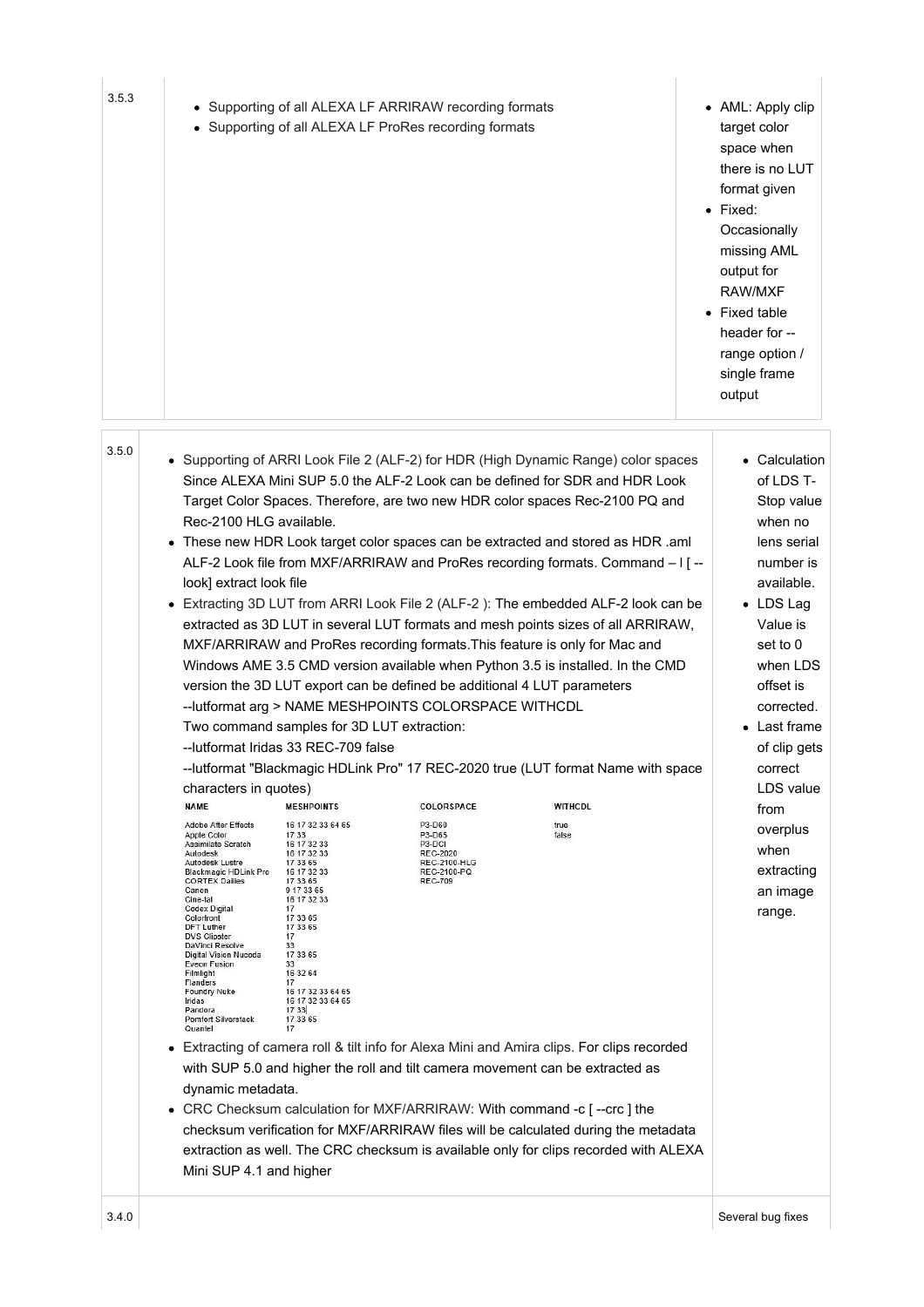| | | |
|---|---|---|
| 3.5.3 | • Supporting of all ALEXA LF ARRIRAW recording formats<br>• Supporting of all ALEXA LF ProRes recording formats | • AML: Apply clip target color space when there is no LUT format given<br>• Fixed: Occasionally missing AML output for RAW/MXF<br>• Fixed table header for --range option / single frame output |
| 3.5.0 | • Supporting of ARRI Look File 2 (ALF-2) for HDR (High Dynamic Range) color spaces Since ALEXA Mini SUP 5.0 the ALF-2 Look can be defined for SDR and HDR Look Target Color Spaces. Therefore, are two new HDR color spaces Rec-2100 PQ and Rec-2100 HLG available.<br>• These new HDR Look target color spaces can be extracted and stored as HDR .aml ALF-2 Look file from MXF/ARRIRAW and ProRes recording formats. Command – l [ --look] extract look file<br>• Extracting 3D LUT from ARRI Look File 2 (ALF-2 ): The embedded ALF-2 look can be extracted as 3D LUT in several LUT formats and mesh points sizes of all ARRIRAW, MXF/ARRIRAW and ProRes recording formats.This feature is only for Mac and Windows AME 3.5 CMD version available when Python 3.5 is installed. In the CMD version the 3D LUT export can be defined be additional 4 LUT parameters<br>--lutformat arg > NAME MESHPOINTS COLORSPACE WITHCDL<br>Two command samples for 3D LUT extraction:<br>--lutformat Iridas 33 REC-709 false<br>--lutformat "Blackmagic HDLink Pro" 17 REC-2020 true (LUT format Name with space characters in quotes) | • Calculation of LDS T-Stop value when no lens serial number is available.<br>• LDS Lag Value is set to 0 when LDS offset is corrected.<br>• Last frame of clip gets correct LDS value from overplus when extracting an image range. |

| NAME | MESHPOINTS | COLORSPACE | WITHCDL |
|---|---|---|---|
| Adobe After Effects | 16 17 32 33 64 65 | P3-D60 | true |
| Apple Color | 17 33 | P3-D65 | false |
| Assimilate Scratch | 16 17 32 33 | P3-DCI | |
| Autodesk | 16 17 32 33 | REC-2020 | |
| Autodesk Lustre | 17 33 65 | REC-2100-HLG | |
| Blackmagic HDLink Pro | 16 17 32 33 | REC-2100-PQ | |
| CORTEX Dailies | 17 33 65 | REC-709 | |
| Canon | 9 17 33 65 | | |
| Cine-tal | 16 17 32 33 | | |
| Codex Digital | 17 | | |
| Colorfront | 17 33 65 | | |
| DFT Luther | 17 33 65 | | |
| DVS Clipster | 17 | | |
| DaVinci Resolve | 33 | | |
| Digital Vision Nucoda | 17 33 65 | | |
| Eyeon Fusion | 33 | | |
| Filmlight | 16 32 64 | | |
| Flanders | 17 | | |
| Foundry Nuke | 16 17 32 33 64 65 | | |
| Iridas | 16 17 32 33 64 65 | | |
| Pandora | 17 33 | | |
| Pomfort Silverstack | 17 33 65 | | |
| Quantel | 17 | | |

• Extracting of camera roll & tilt info for Alexa Mini and Amira clips. For clips recorded with SUP 5.0 and higher the roll and tilt camera movement can be extracted as dynamic metadata.
• CRC Checksum calculation for MXF/ARRIRAW: With command -c [ --crc ] the checksum verification for MXF/ARRIRAW files will be calculated during the metadata extraction as well. The CRC checksum is available only for clips recorded with ALEXA Mini SUP 4.1 and higher

| | | |
|---|---|---|
| 3.4.0 | | Several bug fixes |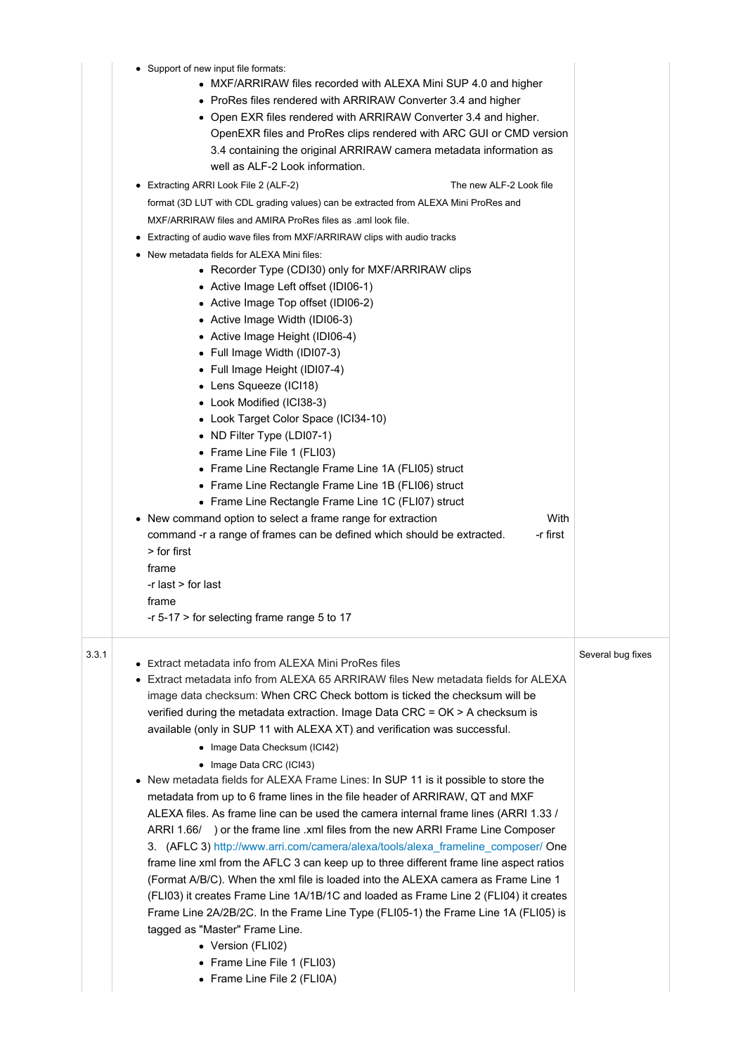| | | |
|---|---|---|
| | <ul><li>Support of new input file formats:<ul><li>MXF/ARRIRAW files recorded with ALEXA Mini SUP 4.0 and higher</li><li>ProRes files rendered with ARRIRAW Converter 3.4 and higher</li><li>Open EXR files rendered with ARRIRAW Converter 3.4 and higher. OpenEXR files and ProRes clips rendered with ARC GUI or CMD version 3.4 containing the original ARRIRAW camera metadata information as well as ALF-2 Look information.</li></ul></li><li>Extracting ARRI Look File 2 (ALF-2) The new ALF-2 Look file format (3D LUT with CDL grading values) can be extracted from ALEXA Mini ProRes and MXF/ARRIRAW files and AMIRA ProRes files as .aml look file.</li><li>Extracting of audio wave files from MXF/ARRIRAW clips with audio tracks</li><li>New metadata fields for ALEXA Mini files:<ul><li>Recorder Type (CDI30) only for MXF/ARRIRAW clips</li><li>Active Image Left offset (IDI06-1)</li><li>Active Image Top offset (IDI06-2)</li><li>Active Image Width (IDI06-3)</li><li>Active Image Height (IDI06-4)</li><li>Full Image Width (IDI07-3)</li><li>Full Image Height (IDI07-4)</li><li>Lens Squeeze (ICI18)</li><li>Look Modified (ICI38-3)</li><li>Look Target Color Space (ICI34-10)</li><li>ND Filter Type (LDI07-1)</li><li>Frame Line File 1 (FLI03)</li><li>Frame Line Rectangle Frame Line 1A (FLI05) struct</li><li>Frame Line Rectangle Frame Line 1B (FLI06) struct</li><li>Frame Line Rectangle Frame Line 1C (FLI07) struct</li></ul></li><li>New command option to select a frame range for extraction With command -r a range of frames can be defined which should be extracted. -r first > for first frame<br>-r last > for last frame<br>-r 5-17 > for selecting frame range 5 to 17</li></ul> | |
| 3.3.1 | <ul><li>Extract metadata info from ALEXA Mini ProRes files</li><li>Extract metadata info from ALEXA 65 ARRIRAW files New metadata fields for ALEXA image data checksum: When CRC Check bottom is ticked the checksum will be verified during the metadata extraction. Image Data CRC = OK > A checksum is available (only in SUP 11 with ALEXA XT) and verification was successful.<ul><li>Image Data Checksum (ICI42)</li><li>Image Data CRC (ICI43)</li></ul></li><li>New metadata fields for ALEXA Frame Lines: In SUP 11 is it possible to store the metadata from up to 6 frame lines in the file header of ARRIRAW, QT and MXF ALEXA files. As frame line can be used the camera internal frame lines (ARRI 1.33 / ARRI 1.66/ ) or the frame line .xml files from the new ARRI Frame Line Composer 3. (AFLC 3) http://www.arri.com/camera/alexa/tools/alexa_frameline_composer/ One frame line xml from the AFLC 3 can keep up to three different frame line aspect ratios (Format A/B/C). When the xml file is loaded into the ALEXA camera as Frame Line 1 (FLI03) it creates Frame Line 1A/1B/1C and loaded as Frame Line 2 (FLI04) it creates Frame Line 2A/2B/2C. In the Frame Line Type (FLI05-1) the Frame Line 1A (FLI05) is tagged as "Master" Frame Line.<ul><li>Version (FLI02)</li><li>Frame Line File 1 (FLI03)</li><li>Frame Line File 2 (FLI0A)</li></ul></li></ul> | Several bug fixes |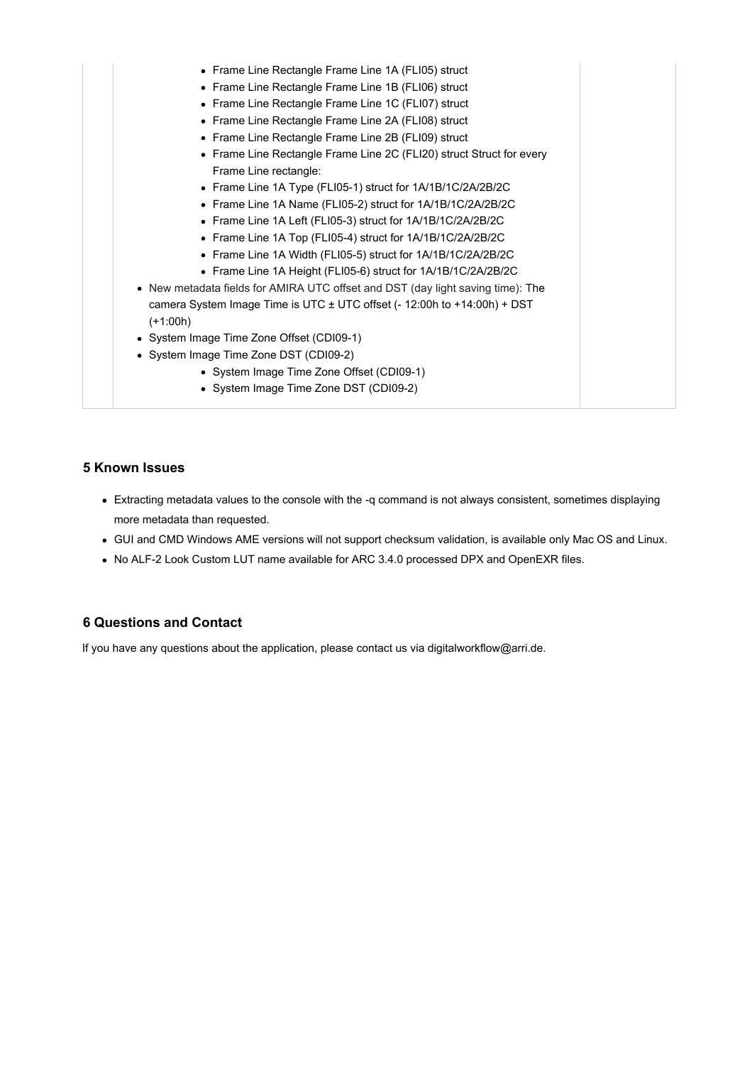| | | |
|---|---|---|
| | - Frame Line Rectangle Frame Line 1A (FLI05) struct<br>- Frame Line Rectangle Frame Line 1B (FLI06) struct<br>- Frame Line Rectangle Frame Line 1C (FLI07) struct<br>- Frame Line Rectangle Frame Line 2A (FLI08) struct<br>- Frame Line Rectangle Frame Line 2B (FLI09) struct<br>- Frame Line Rectangle Frame Line 2C (FLI20) struct Struct for every Frame Line rectangle:<br>- Frame Line 1A Type (FLI05-1) struct for 1A/1B/1C/2A/2B/2C<br>- Frame Line 1A Name (FLI05-2) struct for 1A/1B/1C/2A/2B/2C<br>- Frame Line 1A Left (FLI05-3) struct for 1A/1B/1C/2A/2B/2C<br>- Frame Line 1A Top (FLI05-4) struct for 1A/1B/1C/2A/2B/2C<br>- Frame Line 1A Width (FLI05-5) struct for 1A/1B/1C/2A/2B/2C<br>- Frame Line 1A Height (FLI05-6) struct for 1A/1B/1C/2A/2B/2C<br><br>- New metadata fields for AMIRA UTC offset and DST (day light saving time): The camera System Image Time is UTC ± UTC offset (- 12:00h to +14:00h) + DST (+1:00h)<br>- System Image Time Zone Offset (CDI09-1)<br>- System Image Time Zone DST (CDI09-2)<br>  - System Image Time Zone Offset (CDI09-1)<br>  - System Image Time Zone DST (CDI09-2) | |

### 5 Known Issues

- Extracting metadata values to the console with the -q command is not always consistent, sometimes displaying more metadata than requested.
- GUI and CMD Windows AME versions will not support checksum validation, is available only Mac OS and Linux.
- No ALF-2 Look Custom LUT name available for ARC 3.4.0 processed DPX and OpenEXR files.

### 6 Questions and Contact

If you have any questions about the application, please contact us via digitalworkflow@arri.de.